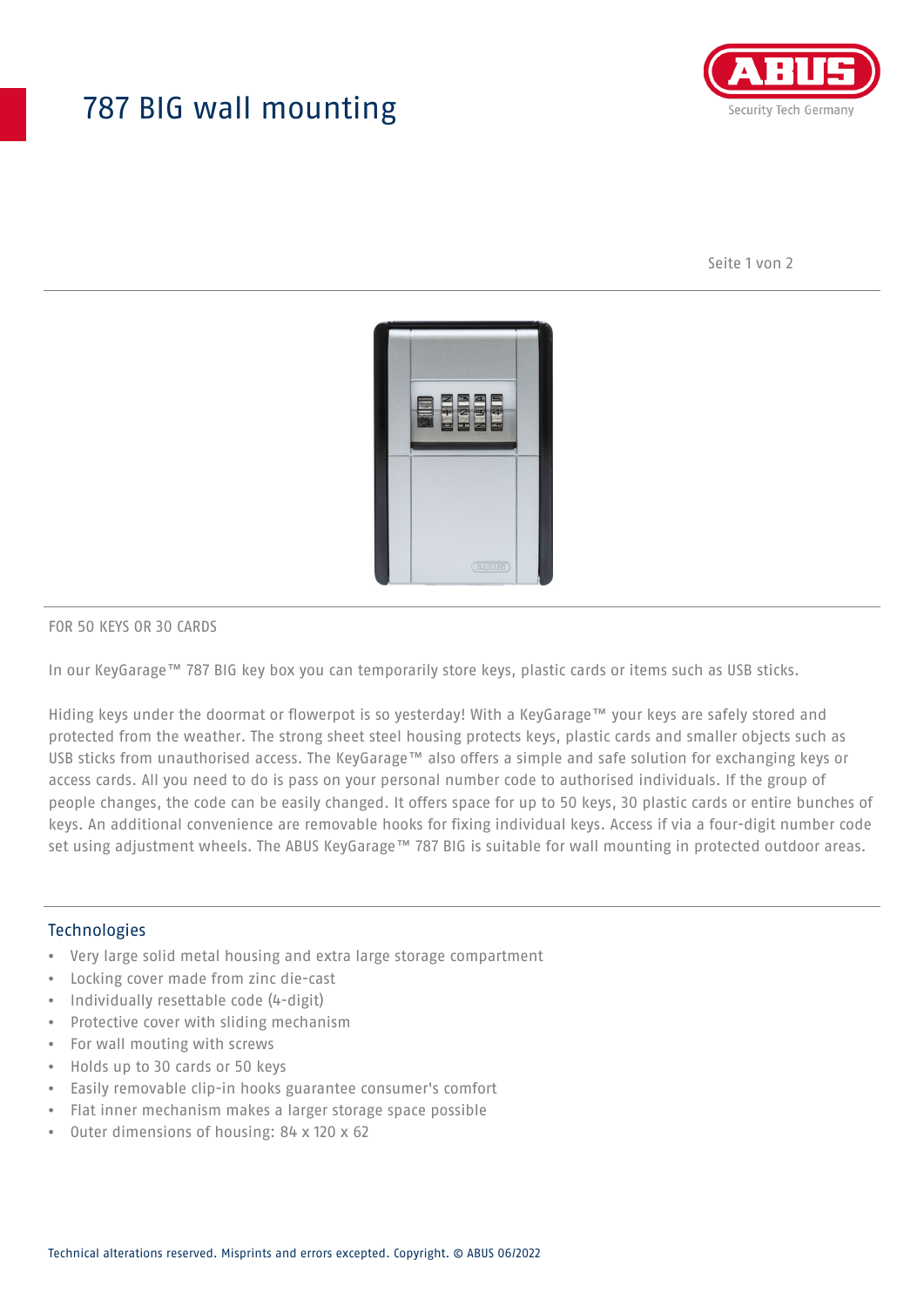# 787 BIG wall mounting

FOR 50 KEYS OR 30 CARDS

In our KeyGarage™ 787 BIG key box you can temporarily store keys, plastic cards or items such as USB sticks.

Hiding keys under the doormat or flowerpot is so yesterday! With a KeyGarage™ your keys are safely stored and protected from the weather. The strong sheet steel housing protects keys, plastic cards and smaller objects such as USB sticks from unauthorised access. The KeyGarage™ also offers a simple and safe solution for exchanging keys or access cards. All you need to do is pass on your personal number code to authorised individuals. If the group of people changes, the code can be easily changed. It offers space for up to 50 keys, 30 plastic cards or entire bunches of keys. An additional convenience are removable hooks for fixing individual keys. Access if via a four-digit number code set using adjustment wheels. The ABUS KeyGarage™ 787 BIG is suitable for wall mounting in protected outdoor areas.

## Technologies

- Very large solid metal housing and extra large storage compartment
- Locking cover made from zinc die-cast
- Individually resettable code (4-digit)
- Protective cover with sliding mechanism
- For wall mouting with screws
- Holds up to 30 cards or 50 keys
- Easily removable clip-in hooks guarantee consumer's comfort
- Flat inner mechanism makes a larger storage space possible
- Outer dimensions of housing: 84 x 120 x 62

Technical alterations reserved. Misprints and errors excepted. Copyright. © ABUS 06/2022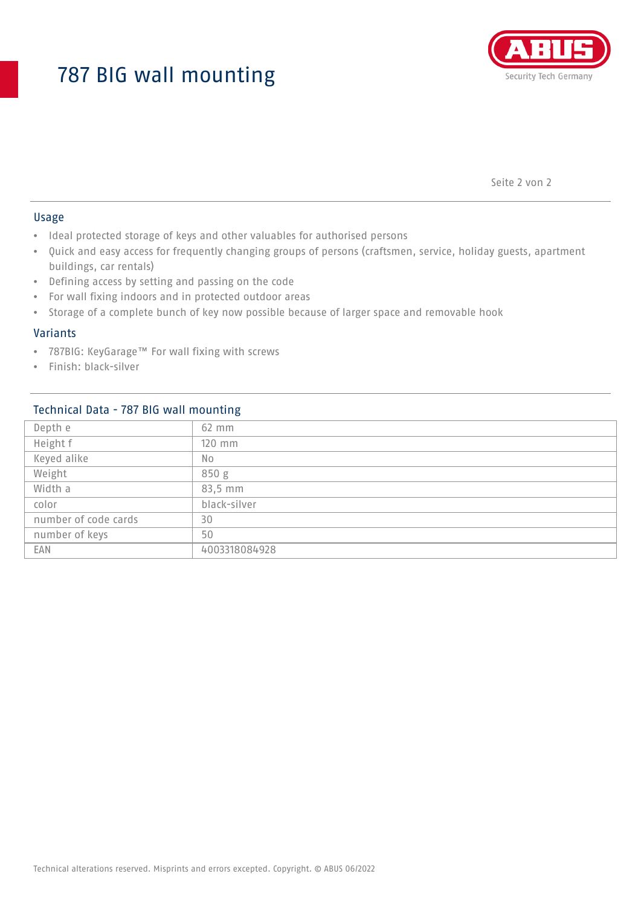# 787 BIG wall mounting

## Usage

- Ideal protected storage of keys and other valuables for authorised persons
- Quick and easy access for frequently changing groups of persons (craftsmen, service, holiday guests, apartment buildings, car rentals)
- Defining access by setting and passing on the code
- For wall fixing indoors and in protected outdoor areas
- Storage of a complete bunch of key now possible because of larger space and removable hook

## Variants

- 787BIG: KeyGarage™ For wall fixing with screws
- Finish: black-silver

## Technical Data - 787 BIG wall mounting

| | |
|---|---|
| Depth e | 62 mm |
| Height f | 120 mm |
| Keyed alike | No |
| Weight | 850 g |
| Width a | 83,5 mm |
| color | black-silver |
| number of code cards | 30 |
| number of keys | 50 |
| EAN | 4003318084928 |

Technical alterations reserved. Misprints and errors excepted. Copyright. © ABUS 06/2022